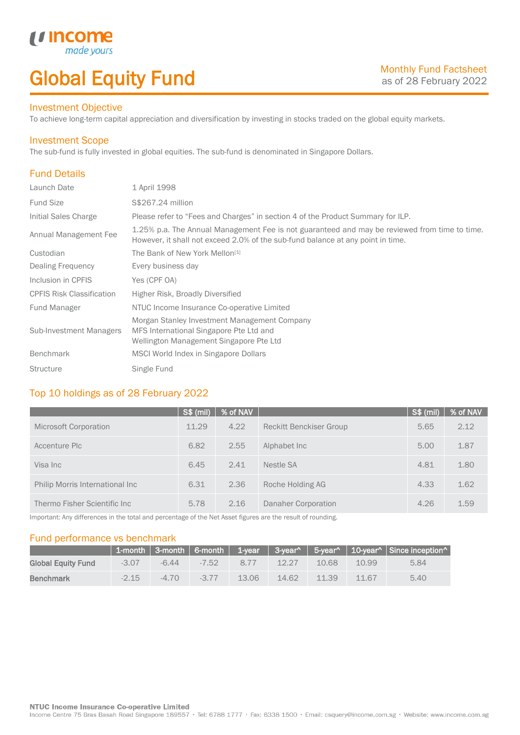# Global Equity Fund

Monthly Fund Factsheet
as of 28 February 2022

## Investment Objective

To achieve long-term capital appreciation and diversification by investing in stocks traded on the global equity markets.

## Investment Scope

The sub-fund is fully invested in global equities. The sub-fund is denominated in Singapore Dollars.

## Fund Details

| | |
|---|---|
| Launch Date | 1 April 1998 |
| Fund Size | S$267.24 million |
| Initial Sales Charge | Please refer to "Fees and Charges" in section 4 of the Product Summary for ILP. |
| Annual Management Fee | 1.25% p.a. The Annual Management Fee is not guaranteed and may be reviewed from time to time. However, it shall not exceed 2.0% of the sub-fund balance at any point in time. |
| Custodian | The Bank of New York Mellon[1] |
| Dealing Frequency | Every business day |
| Inclusion in CPFIS | Yes (CPF OA) |
| CPFIS Risk Classification | Higher Risk, Broadly Diversified |
| Fund Manager | NTUC Income Insurance Co-operative Limited |
| Sub-Investment Managers | Morgan Stanley Investment Management Company<br>MFS International Singapore Pte Ltd and<br>Wellington Management Singapore Pte Ltd |
| Benchmark | MSCI World Index in Singapore Dollars |
| Structure | Single Fund |

## Top 10 holdings as of 28 February 2022

| | S$ (mil) | % of NAV | | S$ (mil) | % of NAV |
|---|---|---|---|---|---|
| Microsoft Corporation | 11.29 | 4.22 | Reckitt Benckiser Group | 5.65 | 2.12 |
| Accenture Plc | 6.82 | 2.55 | Alphabet Inc | 5.00 | 1.87 |
| Visa Inc | 6.45 | 2.41 | Nestle SA | 4.81 | 1.80 |
| Philip Morris International Inc | 6.31 | 2.36 | Roche Holding AG | 4.33 | 1.62 |
| Thermo Fisher Scientific Inc | 5.78 | 2.16 | Danaher Corporation | 4.26 | 1.59 |

Important: Any differences in the total and percentage of the Net Asset figures are the result of rounding.

## Fund performance vs benchmark

| | 1-month | 3-month | 6-month | 1-year | 3-year^ | 5-year^ | 10-year^ | Since inception^ |
|---|---|---|---|---|---|---|---|---|
| **Global Equity Fund** | -3.07 | -6.44 | -7.52 | 8.77 | 12.27 | 10.68 | 10.99 | 5.84 |
| **Benchmark** | -2.15 | -4.70 | -3.77 | 13.06 | 14.62 | 11.39 | 11.67 | 5.40 |

**NTUC Income Insurance Co-operative Limited**
Income Centre 75 Bras Basah Road Singapore 189557 • Tel: 6788 1777 • Fax: 6338 1500 • Email: csquery@income.com.sg • Website: www.income.com.sg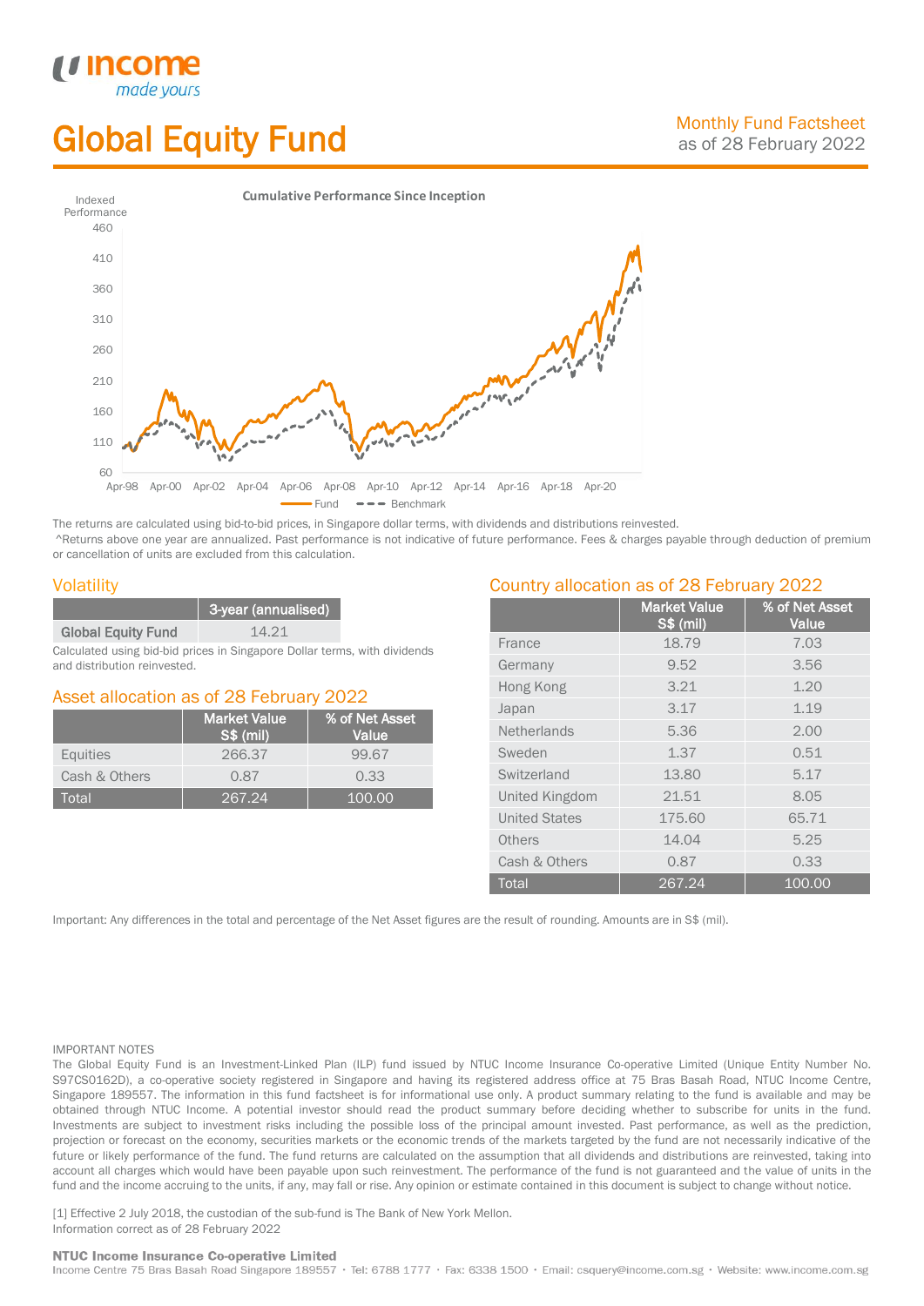# Global Equity Fund

Monthly Fund Factsheet
as of 28 February 2022

Cumulative Performance Since Inception

Indexed Performance

460
410
360
310
260
210
160
110
60

Apr-98 Apr-00 Apr-02 Apr-04 Apr-06 Apr-08 Apr-10 Apr-12 Apr-14 Apr-16 Apr-18 Apr-20

Fund Benchmark

The returns are calculated using bid-to-bid prices, in Singapore dollar terms, with dividends and distributions reinvested.
^Returns above one year are annualized. Past performance is not indicative of future performance. Fees & charges payable through deduction of premium or cancellation of units are excluded from this calculation.

## Volatility

| | 3-year (annualised) |
|---|---|
| **Global Equity Fund** | 14.21 |

Calculated using bid-bid prices in Singapore Dollar terms, with dividends and distribution reinvested.

## Asset allocation as of 28 February 2022

| | Market Value S$ (mil) | % of Net Asset Value |
|---|---|---|
| Equities | 266.37 | 99.67 |
| Cash & Others | 0.87 | 0.33 |
| Total | 267.24 | 100.00 |

## Country allocation as of 28 February 2022

| | Market Value S$ (mil) | % of Net Asset Value |
|---|---|---|
| France | 18.79 | 7.03 |
| Germany | 9.52 | 3.56 |
| Hong Kong | 3.21 | 1.20 |
| Japan | 3.17 | 1.19 |
| Netherlands | 5.36 | 2.00 |
| Sweden | 1.37 | 0.51 |
| Switzerland | 13.80 | 5.17 |
| United Kingdom | 21.51 | 8.05 |
| United States | 175.60 | 65.71 |
| Others | 14.04 | 5.25 |
| Cash & Others | 0.87 | 0.33 |
| Total | 267.24 | 100.00 |

Important: Any differences in the total and percentage of the Net Asset figures are the result of rounding. Amounts are in S$ (mil).

IMPORTANT NOTES

The Global Equity Fund is an Investment-Linked Plan (ILP) fund issued by NTUC Income Insurance Co-operative Limited (Unique Entity Number No. S97CS0162D), a co-operative society registered in Singapore and having its registered address office at 75 Bras Basah Road, NTUC Income Centre, Singapore 189557. The information in this fund factsheet is for informational use only. A product summary relating to the fund is available and may be obtained through NTUC Income. A potential investor should read the product summary before deciding whether to subscribe for units in the fund. Investments are subject to investment risks including the possible loss of the principal amount invested. Past performance, as well as the prediction, projection or forecast on the economy, securities markets or the economic trends of the markets targeted by the fund are not necessarily indicative of the future or likely performance of the fund. The fund returns are calculated on the assumption that all dividends and distributions are reinvested, taking into account all charges which would have been payable upon such reinvestment. The performance of the fund is not guaranteed and the value of units in the fund and the income accruing to the units, if any, may fall or rise. Any opinion or estimate contained in this document is subject to change without notice.

[1] Effective 2 July 2018, the custodian of the sub-fund is The Bank of New York Mellon.
Information correct as of 28 February 2022

**NTUC Income Insurance Co-operative Limited**
Income Centre 75 Bras Basah Road Singapore 189557 • Tel: 6788 1777 • Fax: 6338 1500 • Email: csquery@income.com.sg • Website: www.income.com.sg